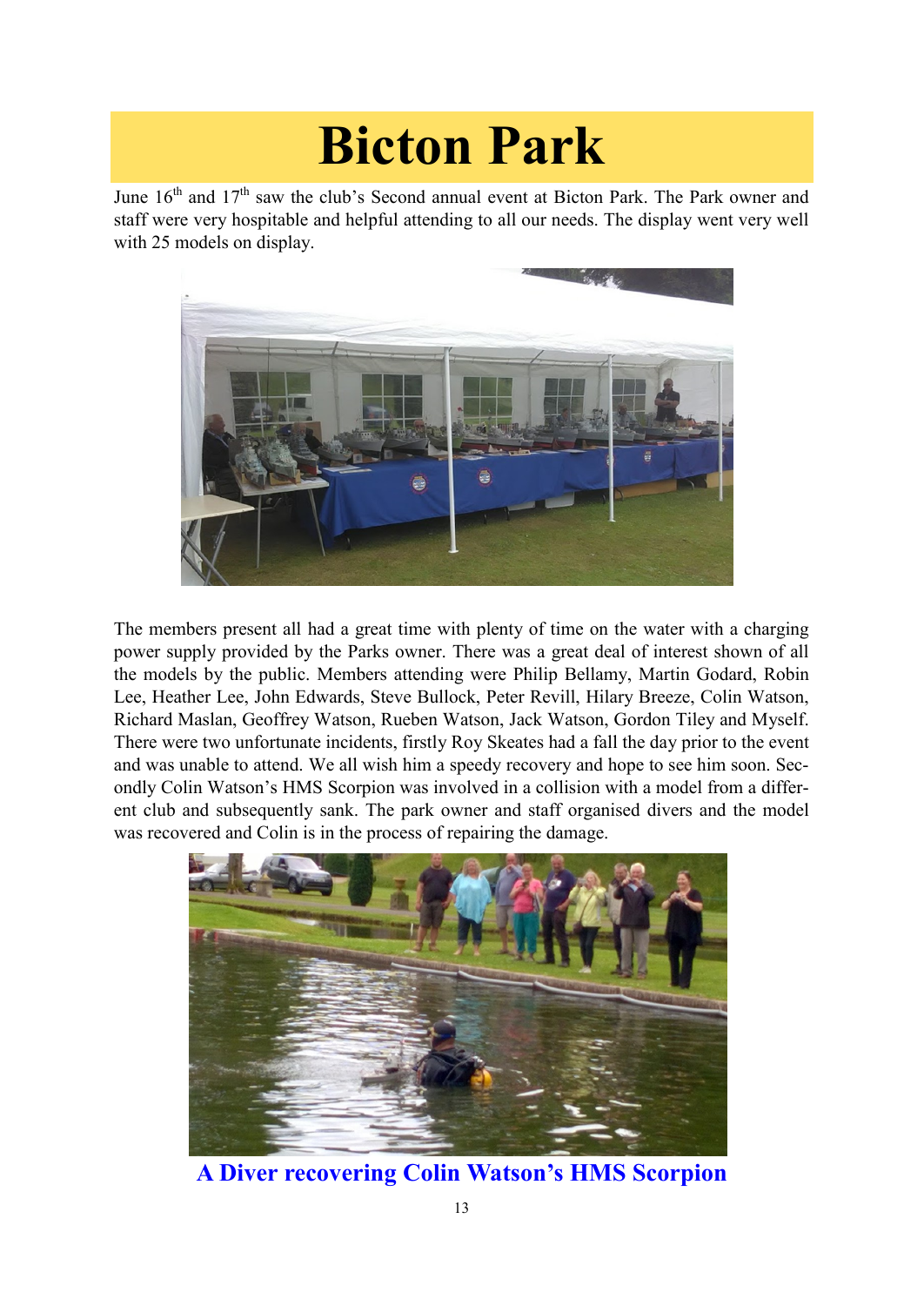# Bicton Park

June 16th and 17th saw the club's Second annual event at Bicton Park. The Park owner and staff were very hospitable and helpful attending to all our needs. The display went very well with 25 models on display.

The members present all had a great time with plenty of time on the water with a charging power supply provided by the Parks owner. There was a great deal of interest shown of all the models by the public. Members attending were Philip Bellamy, Martin Godard, Robin Lee, Heather Lee, John Edwards, Steve Bullock, Peter Revill, Hilary Breeze, Colin Watson, Richard Maslan, Geoffrey Watson, Rueben Watson, Jack Watson, Gordon Tiley and Myself. There were two unfortunate incidents, firstly Roy Skeates had a fall the day prior to the event and was unable to attend. We all wish him a speedy recovery and hope to see him soon. Secondly Colin Watson's HMS Scorpion was involved in a collision with a model from a different club and subsequently sank. The park owner and staff organised divers and the model was recovered and Colin is in the process of repairing the damage.

**A Diver recovering Colin Watson's HMS Scorpion**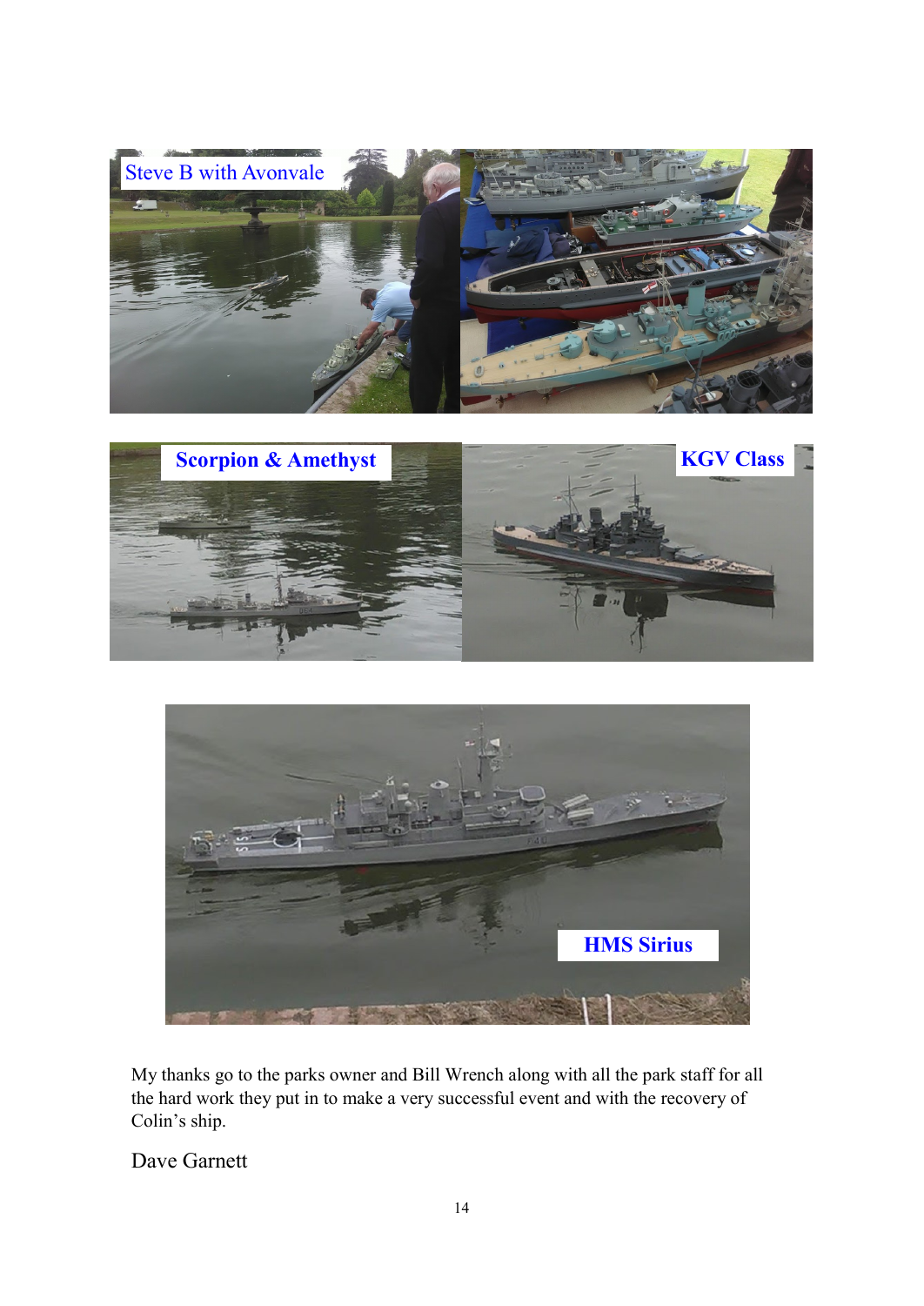Steve B with Avonvale

**Scorpion & Amethyst**

**KGV Class**

**HMS Sirius**

My thanks go to the parks owner and Bill Wrench along with all the park staff for all the hard work they put in to make a very successful event and with the recovery of Colin's ship.

Dave Garnett